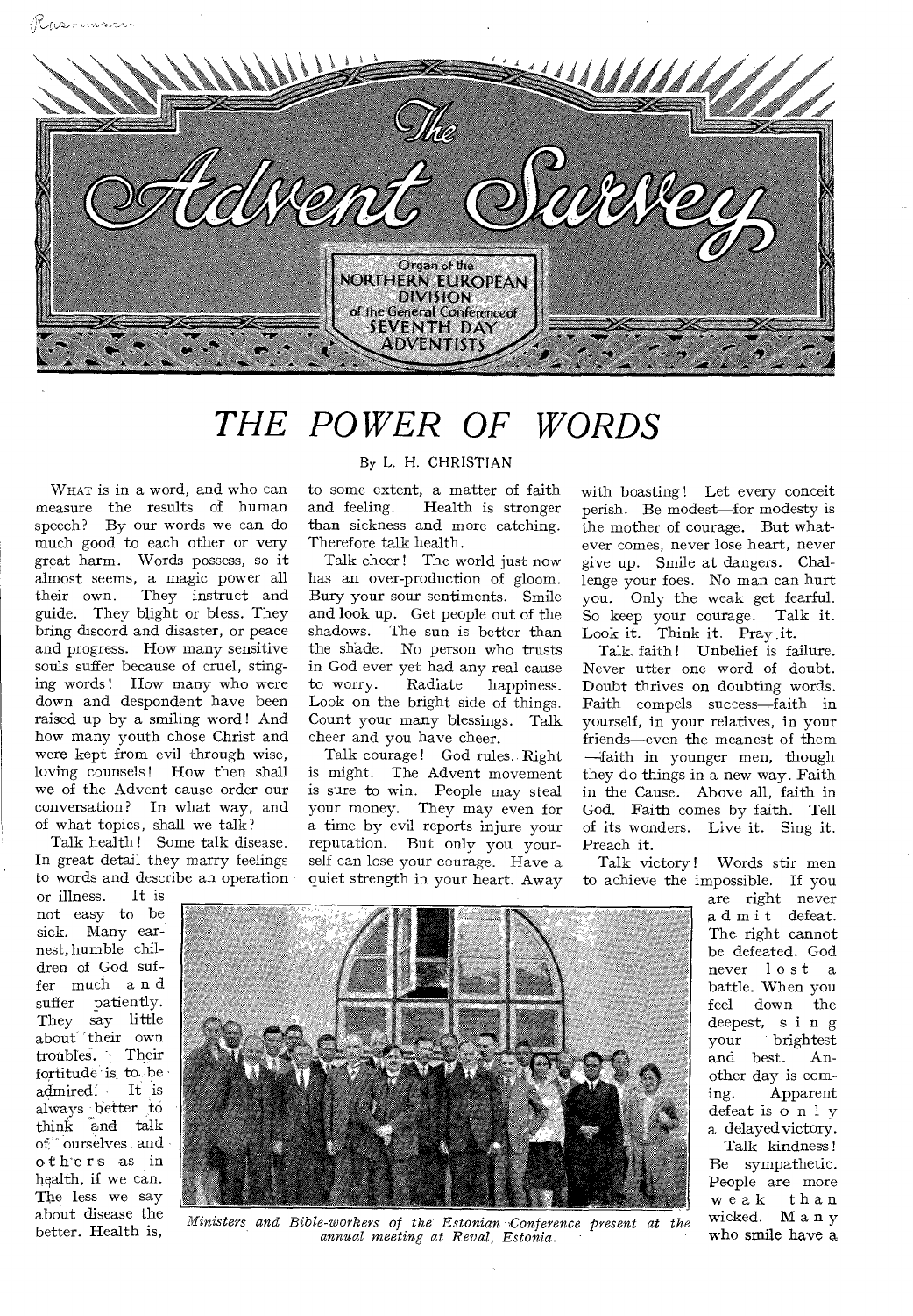# The Advent Survey

Organ of the NORTHERN EUROPEAN DIVISION of the General Conference of SEVENTH DAY ADVENTISTS

## THE POWER OF WORDS

By L. H. CHRISTIAN

WHAT is in a word, and who can measure the results of human speech? By our words we can do much good to each other or very great harm. Words possess, so it almost seems, a magic power all their own. They instruct and guide. They blight or bless. They bring discord and disaster, or peace and progress. How many sensitive souls suffer because of cruel, stinging words! How many who were down and despondent have been raised up by a smiling word! And how many youth chose Christ and were kept from evil through wise, loving counsels! How then shall we of the Advent cause order our conversation? In what way, and of what topics, shall we talk?

Talk health! Some talk disease. In great detail they marry feelings to words and describe an operation or illness. It is not easy to be sick. Many earnest, humble children of God suffer much and suffer patiently. They say little about their own troubles. Their fortitude is to be admired. It is always better to think and talk of ourselves and others as in health, if we can. The less we say about disease the better. Health is, to some extent, a matter of faith and feeling. Health is stronger than sickness and more catching. Therefore talk health.

Talk cheer! The world just now has an over-production of gloom. Bury your sour sentiments. Smile and look up. Get people out of the shadows. The sun is better than the shade. No person who trusts in God ever yet had any real cause to worry. Radiate happiness. Look on the bright side of things. Count your many blessings. Talk cheer and you have cheer.

Talk courage! God rules. Right is might. The Advent movement is sure to win. People may steal your money. They may even for a time by evil reports injure your reputation. But only you yourself can lose your courage. Have a quiet strength in your heart. Away with boasting! Let every conceit perish. Be modest—for modesty is the mother of courage. But whatever comes, never lose heart, never give up. Smile at dangers. Challenge your foes. No man can hurt you. Only the weak get fearful. So keep your courage. Talk it. Look it. Think it. Pray it.

Talk faith! Unbelief is failure. Never utter one word of doubt. Doubt thrives on doubting words. Faith compels success—faith in yourself, in your relatives, in your friends—even the meanest of them—faith in younger men, though they do things in a new way. Faith in the Cause. Above all, faith in God. Faith comes by faith. Tell of its wonders. Live it. Sing it. Preach it.

Talk victory! Words stir men to achieve the impossible. If you are right never admit defeat. The right cannot be defeated. God never lost a battle. When you feel down the deepest, sing your brightest and best. Another day is coming. Apparent defeat is only a delayed victory.

Talk kindness! Be sympathetic. People are more weak than wicked. Many who smile have a

*Ministers and Bible-workers of the Estonian Conference present at the annual meeting at Reval, Estonia.*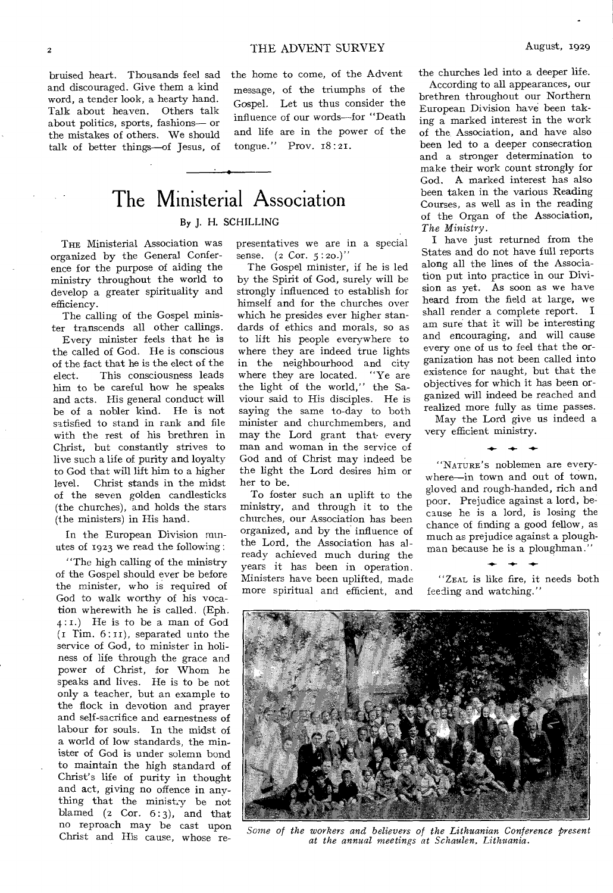bruised heart. Thousands feel sad and discouraged. Give them a kind word, a tender look, a hearty hand. Talk about heaven. Others talk about politics, sports, fashions— or the mistakes of others. We should talk of better things—of Jesus, of the home to come, of the Advent message, of the triumphs of the Gospel. Let us thus consider the influence of our words—for "Death and life are in the power of the tongue." Prov. 18:21.

# The Ministerial Association

By J. H. SCHILLING

THE Ministerial Association was organized by the General Conference for the purpose of aiding the ministry throughout the world to develop a greater spirituality and efficiency.

The calling of the Gospel minister transcends all other callings.

Every minister feels that he is the called of God. He is conscious of the fact that he is the elect of the elect. This consciousness leads him to be careful how he speaks and acts. His general conduct will be of a nobler kind. He is not satisfied to stand in rank and file with the rest of his brethren in Christ, but constantly strives to live such a life of purity and loyalty to God that will lift him to a higher level. Christ stands in the midst of the seven golden candlesticks (the churches), and holds the stars (the ministers) in His hand.

In the European Division minutes of 1923 we read the following:

"The high calling of the ministry of the Gospel should ever be before the minister, who is required of God to walk worthy of his vocation wherewith he is called. (Eph. 4:1.) He is to be a man of God (1 Tim. 6:11), separated unto the service of God, to minister in holiness of life through the grace and power of Christ, for Whom he speaks and lives. He is to be not only a teacher, but an example to the flock in devotion and prayer and self-sacrifice and earnestness of labour for souls. In the midst of a world of low standards, the minister of God is under solemn bond to maintain the high standard of Christ's life of purity in thought and act, giving no offence in anything that the ministry be not blamed (2 Cor. 6:3), and that no reproach may be cast upon Christ and His cause, whose representatives we are in a special sense. (2 Cor. 5:20.)"

The Gospel minister, if he is led by the Spirit of God, surely will be strongly influenced to establish for himself and for the churches over which he presides ever higher standards of ethics and morals, so as to lift his people everywhere to where they are indeed true lights in the neighbourhood and city where they are located. "Ye are the light of the world," the Saviour said to His disciples. He is saying the same to-day to both minister and churchmembers, and may the Lord grant that every man and woman in the service of God and of Christ may indeed be the light the Lord desires him or her to be.

To foster such an uplift to the ministry, and through it to the churches, our Association has been organized, and by the influence of the Lord, the Association has already achieved much during the years it has been in operation. Ministers have been uplifted, made more spiritual and efficient, and the churches led into a deeper life.

According to all appearances, our brethren throughout our Northern European Division have been taking a marked interest in the work of the Association, and have also been led to a deeper consecration and a stronger determination to make their work count strongly for God. A marked interest has also been taken in the various Reading Courses, as well as in the reading of the Organ of the Association, *The Ministry*.

I have just returned from the States and do not have full reports along all the lines of the Association put into practice in our Division as yet. As soon as we have heard from the field at large, we shall render a complete report. I am sure that it will be interesting and encouraging, and will cause every one of us to feel that the organization has not been called into existence for naught, but that the objectives for which it has been organized will indeed be reached and realized more fully as time passes.

May the Lord give us indeed a very efficient ministry.

---

"NATURE'S noblemen are everywhere—in town and out of town, gloved and rough-handed, rich and poor. Prejudice against a lord, because he is a lord, is losing the chance of finding a good fellow, as much as prejudice against a ploughman because he is a ploughman."

---

"ZEAL is like fire, it needs both feeding and watching."

*Some of the workers and believers of the Lithuanian Conference present at the annual meetings at Schaulen, Lithuania.*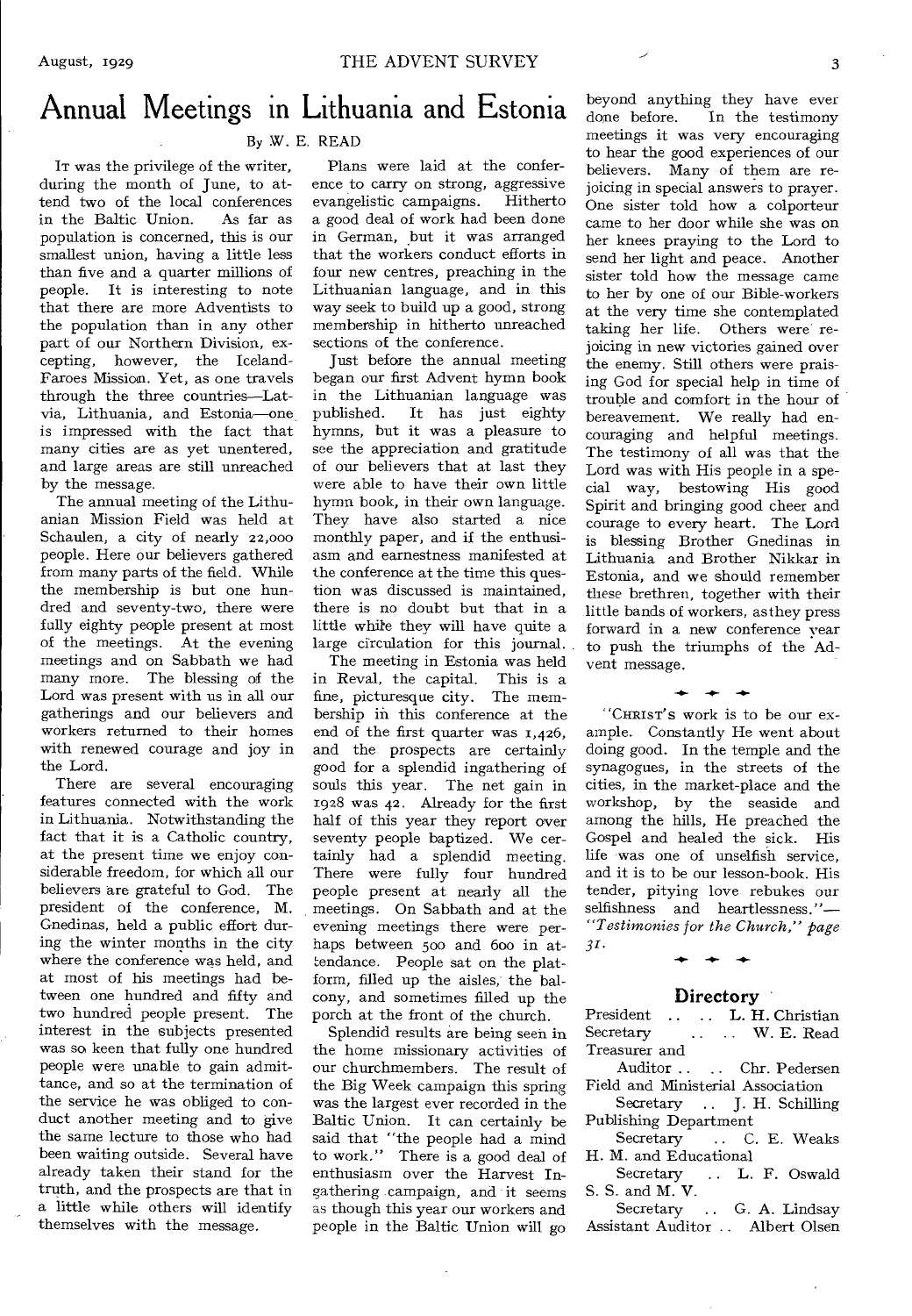# Annual Meetings in Lithuania and Estonia

By W. E. READ

It was the privilege of the writer, during the month of June, to attend two of the local conferences in the Baltic Union. As far as population is concerned, this is our smallest union, having a little less than five and a quarter millions of people. It is interesting to note that there are more Adventists to the population than in any other part of our Northern Division, excepting, however, the Iceland-Faroes Mission. Yet, as one travels through the three countries—Latvia, Lithuania, and Estonia—one is impressed with the fact that many cities are as yet unentered, and large areas are still unreached by the message.

The annual meeting of the Lithuanian Mission Field was held at Schaulen, a city of nearly 22,000 people. Here our believers gathered from many parts of the field. While the membership is but one hundred and seventy-two, there were fully eighty people present at most of the meetings. At the evening meetings and on Sabbath we had many more. The blessing of the Lord was present with us in all our gatherings and our believers and workers returned to their homes with renewed courage and joy in the Lord.

There are several encouraging features connected with the work in Lithuania. Notwithstanding the fact that it is a Catholic country, at the present time we enjoy considerable freedom, for which all our believers are grateful to God. The president of the conference, M. Gnedinas, held a public effort during the winter months in the city where the conference was held, and at most of his meetings had between one hundred and fifty and two hundred people present. The interest in the subjects presented was so keen that fully one hundred people were unable to gain admittance, and so at the termination of the service he was obliged to conduct another meeting and to give the same lecture to those who had been waiting outside. Several have already taken their stand for the truth, and the prospects are that in a little while others will identify themselves with the message.

Plans were laid at the conference to carry on strong, aggressive evangelistic campaigns. Hitherto a good deal of work had been done in German, but it was arranged that the workers conduct efforts in four new centres, preaching in the Lithuanian language, and in this way seek to build up a good, strong membership in hitherto unreached sections of the conference.

Just before the annual meeting began our first Advent hymn book in the Lithuanian language was published. It has just eighty hymns, but it was a pleasure to see the appreciation and gratitude of our believers that at last they were able to have their own little hymn book, in their own language. They have also started a nice monthly paper, and if the enthusiasm and earnestness manifested at the conference at the time this question was discussed is maintained, there is no doubt but that in a little while they will have quite a large circulation for this journal.

The meeting in Estonia was held in Reval, the capital. This is a fine, picturesque city. The membership in this conference at the end of the first quarter was 1,426, and the prospects are certainly good for a splendid ingathering of souls this year. The net gain in 1928 was 42. Already for the first half of this year they report over seventy people baptized. We certainly had a splendid meeting. There were fully four hundred people present at nearly all the meetings. On Sabbath and at the evening meetings there were perhaps between 500 and 600 in attendance. People sat on the platform, filled up the aisles, the balcony, and sometimes filled up the porch at the front of the church.

Splendid results are being seen in the home missionary activities of our churchmembers. The result of the Big Week campaign this spring was the largest ever recorded in the Baltic Union. It can certainly be said that "the people had a mind to work." There is a good deal of enthusiasm over the Harvest Ingathering campaign, and it seems as though this year our workers and people in the Baltic Union will go beyond anything they have ever done before. In the testimony meetings it was very encouraging to hear the good experiences of our believers. Many of them are rejoicing in special answers to prayer. One sister told how a colporteur came to her door while she was on her knees praying to the Lord to send her light and peace. Another sister told how the message came to her by one of our Bible-workers at the very time she contemplated taking her life. Others were rejoicing in new victories gained over the enemy. Still others were praising God for special help in time of trouble and comfort in the hour of bereavement. We really had encouraging and helpful meetings. The testimony of all was that the Lord was with His people in a special way, bestowing His good Spirit and bringing good cheer and courage to every heart. The Lord is blessing Brother Gnedinas in Lithuania and Brother Nikkar in Estonia, and we should remember these brethren, together with their little bands of workers, as they press forward in a new conference year to push the triumphs of the Advent message.

---

"Christ's work is to be our example. Constantly He went about doing good. In the temple and the synagogues, in the streets of the cities, in the market-place and the workshop, by the seaside and among the hills, He preached the Gospel and healed the sick. His life was one of unselfish service, and it is to be our lesson-book. His tender, pitying love rebukes our selfishness and heartlessness."—*"Testimonies for the Church," page 31.*

---

## Directory

President .. .. L. H. Christian
Secretary .. .. W. E. Read
Treasurer and
Auditor .. .. Chr. Pedersen
Field and Ministerial Association
Secretary .. J. H. Schilling
Publishing Department
Secretary .. C. E. Weaks
H. M. and Educational
Secretary .. L. F. Oswald
S. S. and M. V.
Secretary .. G. A. Lindsay
Assistant Auditor .. Albert Olsen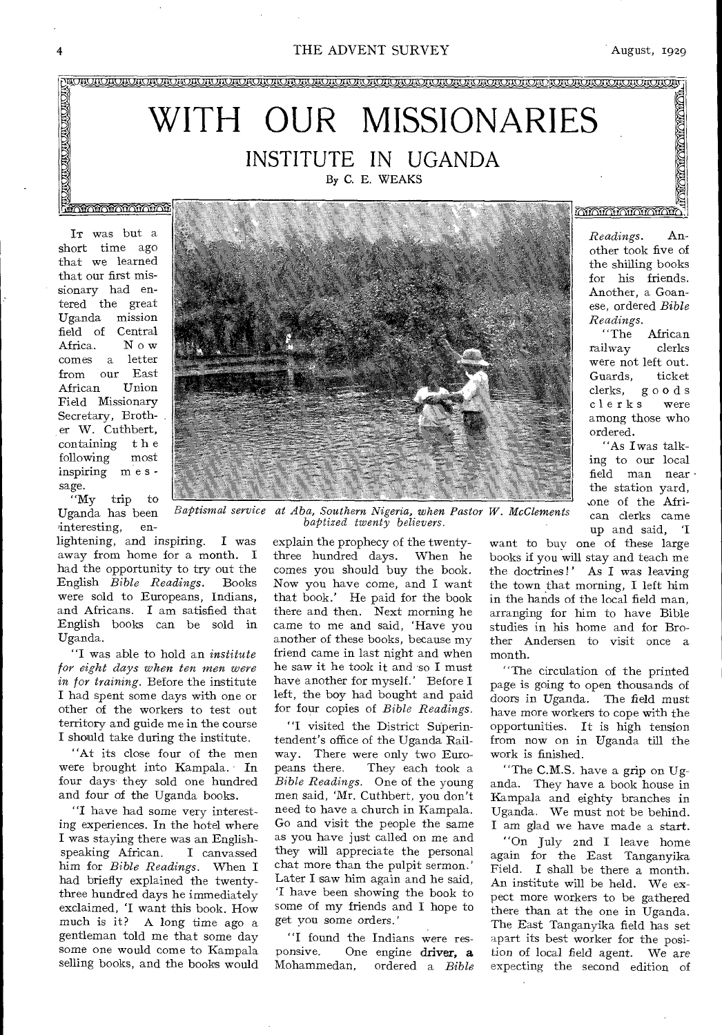# WITH OUR MISSIONARIES

## INSTITUTE IN UGANDA

By C. E. WEAKS

It was but a short time ago that we learned that our first missionary had entered the great Uganda mission field of Central Africa. Now comes a letter from our East African Union Field Missionary Secretary, Brother W. Cuthbert, containing the following most inspiring message.

"My trip to Uganda has been interesting, enlightening, and inspiring. I was away from home for a month. I had the opportunity to try out the English *Bible Readings*. Books were sold to Europeans, Indians, and Africans. I am satisfied that English books can be sold in Uganda.

"I was able to hold an *institute for eight days when ten men were in for training*. Before the institute I had spent some days with one or other of the workers to test out territory and guide me in the course I should take during the institute.

"At its close four of the men were brought into Kampala. In four days they sold one hundred and four of the Uganda books.

"I have had some very interesting experiences. In the hotel where I was staying there was an English-speaking African. I canvassed him for *Bible Readings*. When I had briefly explained the twenty-three hundred days he immediately exclaimed, 'I want this book. How much is it? A long time ago a gentleman told me that some day some one would come to Kampala selling books, and the books would explain the prophecy of the twenty-three hundred days. When he comes you should buy the book. Now you have come, and I want that book.' He paid for the book there and then. Next morning he came to me and said, 'Have you another of these books, because my friend came in last night and when he saw it he took it and so I must have another for myself.' Before I left, the boy had bought and paid for four copies of *Bible Readings*.

"I visited the District Superintendent's office of the Uganda Railway. There were only two Europeans there. They each took a *Bible Readings*. One of the young men said, 'Mr. Cuthbert, you don't need to have a church in Kampala. Go and visit the people the same as you have just called on me and they will appreciate the personal chat more than the pulpit sermon.' Later I saw him again and he said, 'I have been showing the book to some of my friends and I hope to get you some orders.'

"I found the Indians were responsive. One engine driver, a Mohammedan, ordered a *Bible Readings*. Another took five of the shilling books for his friends. Another, a Goanese, ordered *Bible Readings*.

"The African railway clerks were not left out. Guards, ticket clerks, goods clerks were among those who ordered.

"As I was talking to our local field man near the station yard, one of the African clerks came up and said, 'I want to buy one of these large books if you will stay and teach me the doctrines!' As I was leaving the town that morning, I left him in the hands of the local field man, arranging for him to have Bible studies in his home and for Brother Andersen to visit once a month.

"The circulation of the printed page is going to open thousands of doors in Uganda. The field must have more workers to cope with the opportunities. It is high tension from now on in Uganda till the work is finished.

"The C.M.S. have a grip on Uganda. They have a book house in Kampala and eighty branches in Uganda. We must not be behind. I am glad we have made a start.

"On July 2nd I leave home again for the East Tanganyika Field. I shall be there a month. An institute will be held. We expect more workers to be gathered there than at the one in Uganda. The East Tanganyika field has set apart its best worker for the position of local field agent. We are expecting the second edition of

*Baptismal service at Aba, Southern Nigeria, when Pastor W. McClements baptized twenty believers.*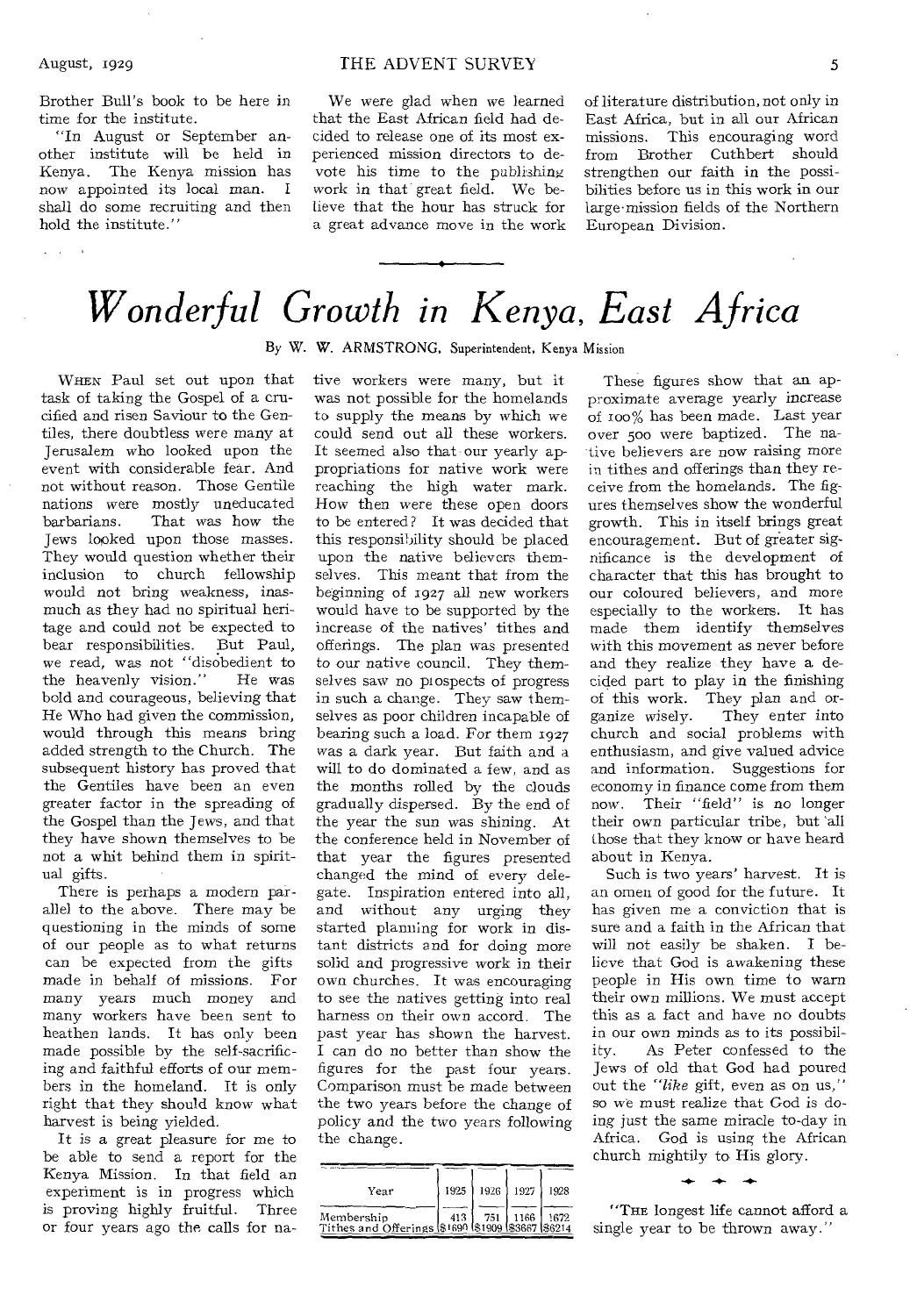Brother Bull's book to be here in time for the institute.

"In August or September another institute will be held in Kenya. The Kenya mission has now appointed its local man. I shall do some recruiting and then hold the institute."

We were glad when we learned that the East African field had decided to release one of its most experienced mission directors to devote his time to the publishing work in that great field. We believe that the hour has struck for a great advance move in the work of literature distribution, not only in East Africa, but in all our African missions. This encouraging word from Brother Cuthbert should strengthen our faith in the possibilities before us in this work in our large mission fields of the Northern European Division.

# *Wonderful Growth in Kenya, East Africa*

By W. W. ARMSTRONG, Superintendent, Kenya Mission

WHEN Paul set out upon that task of taking the Gospel of a crucified and risen Saviour to the Gentiles, there doubtless were many at Jerusalem who looked upon the event with considerable fear. And not without reason. Those Gentile nations were mostly uneducated barbarians. That was how the Jews looked upon those masses. They would question whether their inclusion to church fellowship would not bring weakness, inasmuch as they had no spiritual heritage and could not be expected to bear responsibilities. But Paul, we read, was not "disobedient to the heavenly vision." He was bold and courageous, believing that He Who had given the commission, would through this means bring added strength to the Church. The subsequent history has proved that the Gentiles have been an even greater factor in the spreading of the Gospel than the Jews, and that they have shown themselves to be not a whit behind them in spiritual gifts.

There is perhaps a modern parallel to the above. There may be questioning in the minds of some of our people as to what returns can be expected from the gifts made in behalf of missions. For many years much money and many workers have been sent to heathen lands. It has only been made possible by the self-sacrificing and faithful efforts of our members in the homeland. It is only right that they should know what harvest is being yielded.

It is a great pleasure for me to be able to send a report for the Kenya Mission. In that field an experiment is in progress which is proving highly fruitful. Three or four years ago the calls for native workers were many, but it was not possible for the homelands to supply the means by which we could send out all these workers. It seemed also that our yearly appropriations for native work were reaching the high water mark. How then were these open doors to be entered? It was decided that this responsibility should be placed upon the native believers themselves. This meant that from the beginning of 1927 all new workers would have to be supported by the increase of the natives' tithes and offerings. The plan was presented to our native council. They themselves saw no prospects of progress in such a change. They saw themselves as poor children incapable of bearing such a load. For them 1927 was a dark year. But faith and a will to do dominated a few, and as the months rolled by the clouds gradually dispersed. By the end of the year the sun was shining. At the conference held in November of that year the figures presented changed the mind of every delegate. Inspiration entered into all, and without any urging they started planning for work in distant districts and for doing more solid and progressive work in their own churches. It was encouraging to see the natives getting into real harness on their own accord. The past year has shown the harvest. I can do no better than show the figures for the past four years. Comparison must be made between the two years before the change of policy and the two years following the change.

| Year | 1925 | 1926 | 1927 | 1928 |
|---|---|---|---|---|
| Membership | 413 | 751 | 1166 | 1672 |
| Tithes and Offerings | $1690 | $1909 | $3667 | $6214 |

These figures show that an approximate average yearly increase of 100% has been made. Last year over 500 were baptized. The native believers are now raising more in tithes and offerings than they receive from the homelands. The figures themselves show the wonderful growth. This in itself brings great encouragement. But of greater significance is the development of character that this has brought to our coloured believers, and more especially to the workers. It has made them identify themselves with this movement as never before and they realize they have a decided part to play in the finishing of this work. They plan and organize wisely. They enter into church and social problems with enthusiasm, and give valued advice and information. Suggestions for economy in finance come from them now. Their "field" is no longer their own particular tribe, but all those that they know or have heard about in Kenya.

Such is two years' harvest. It is an omen of good for the future. It has given me a conviction that is sure and a faith in the African that will not easily be shaken. I believe that God is awakening these people in His own time to warn their own millions. We must accept this as a fact and have no doubts in our own minds as to its possibility. As Peter confessed to the Jews of old that God had poured out the *"like* gift, even as on us," so we must realize that God is doing just the same miracle to-day in Africa. God is using the African church mightily to His glory.

"THE longest life cannot afford a single year to be thrown away."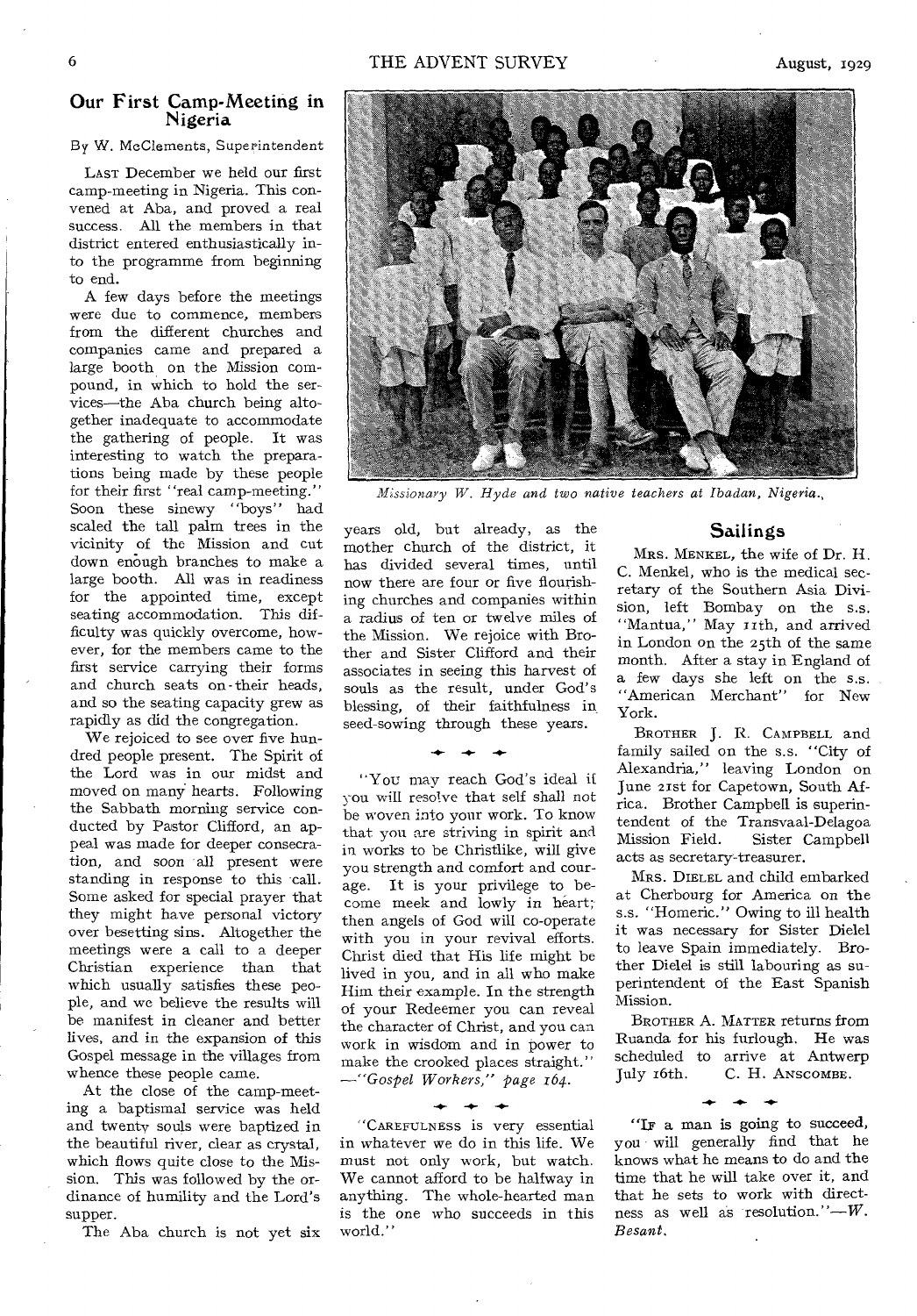## Our First Camp-Meeting in Nigeria

By W. McClements, Superintendent

LAST December we held our first camp-meeting in Nigeria. This convened at Aba, and proved a real success. All the members in that district entered enthusiastically into the programme from beginning to end.

A few days before the meetings were due to commence, members from the different churches and companies came and prepared a large booth on the Mission compound, in which to hold the services—the Aba church being altogether inadequate to accommodate the gathering of people. It was interesting to watch the preparations being made by these people for their first "real camp-meeting." Soon these sinewy "boys" had scaled the tall palm trees in the vicinity of the Mission and cut down enough branches to make a large booth. All was in readiness for the appointed time, except seating accommodation. This difficulty was quickly overcome, however, for the members came to the first service carrying their forms and church seats on their heads, and so the seating capacity grew as rapidly as did the congregation.

We rejoiced to see over five hundred people present. The Spirit of the Lord was in our midst and moved on many hearts. Following the Sabbath morning service conducted by Pastor Clifford, an appeal was made for deeper consecration, and soon all present were standing in response to this call. Some asked for special prayer that they might have personal victory over besetting sins. Altogether the meetings were a call to a deeper Christian experience than that which usually satisfies these people, and we believe the results will be manifest in cleaner and better lives, and in the expansion of this Gospel message in the villages from whence these people came.

At the close of the camp-meeting a baptismal service was held and twenty souls were baptized in the beautiful river, clear as crystal, which flows quite close to the Mission. This was followed by the ordinance of humility and the Lord's supper.

The Aba church is not yet six years old, but already, as the mother church of the district, it has divided several times, until now there are four or five flourishing churches and companies within a radius of ten or twelve miles of the Mission. We rejoice with Brother and Sister Clifford and their associates in seeing this harvest of souls as the result, under God's blessing, of their faithfulness in seed-sowing through these years.

*Missionary W. Hyde and two native teachers at Ibadan, Nigeria.*

---

"YOU may reach God's ideal if you will resolve that self shall not be woven into your work. To know that you are striving in spirit and in works to be Christlike, will give you strength and comfort and courage. It is your privilege to become meek and lowly in heart; then angels of God will co-operate with you in your revival efforts. Christ died that His life might be lived in you, and in all who make Him their example. In the strength of your Redeemer you can reveal the character of Christ, and you can work in wisdom and in power to make the crooked places straight."
—*"Gospel Workers," page 164.*

---

"CAREFULNESS is very essential in whatever we do in this life. We must not only work, but watch. We cannot afford to be halfway in anything. The whole-hearted man is the one who succeeds in this world."

## Sailings

MRS. MENKEL, the wife of Dr. H. C. Menkel, who is the medical secretary of the Southern Asia Division, left Bombay on the s.s. "Mantua," May 11th, and arrived in London on the 25th of the same month. After a stay in England of a few days she left on the s.s. "American Merchant" for New York.

BROTHER J. R. CAMPBELL and family sailed on the s.s. "City of Alexandria," leaving London on June 21st for Capetown, South Africa. Brother Campbell is superintendent of the Transvaal-Delagoa Mission Field. Sister Campbell acts as secretary-treasurer.

MRS. DIELEL and child embarked at Cherbourg for America on the s.s. "Homeric." Owing to ill health it was necessary for Sister Dielel to leave Spain immediately. Brother Dielel is still labouring as superintendent of the East Spanish Mission.

BROTHER A. MATTER returns from Ruanda for his furlough. He was scheduled to arrive at Antwerp July 16th.

C. H. ANSCOMBE.

---

"IF a man is going to succeed, you will generally find that he knows what he means to do and the time that he will take over it, and that he sets to work with directness as well as resolution."—*W. Besant.*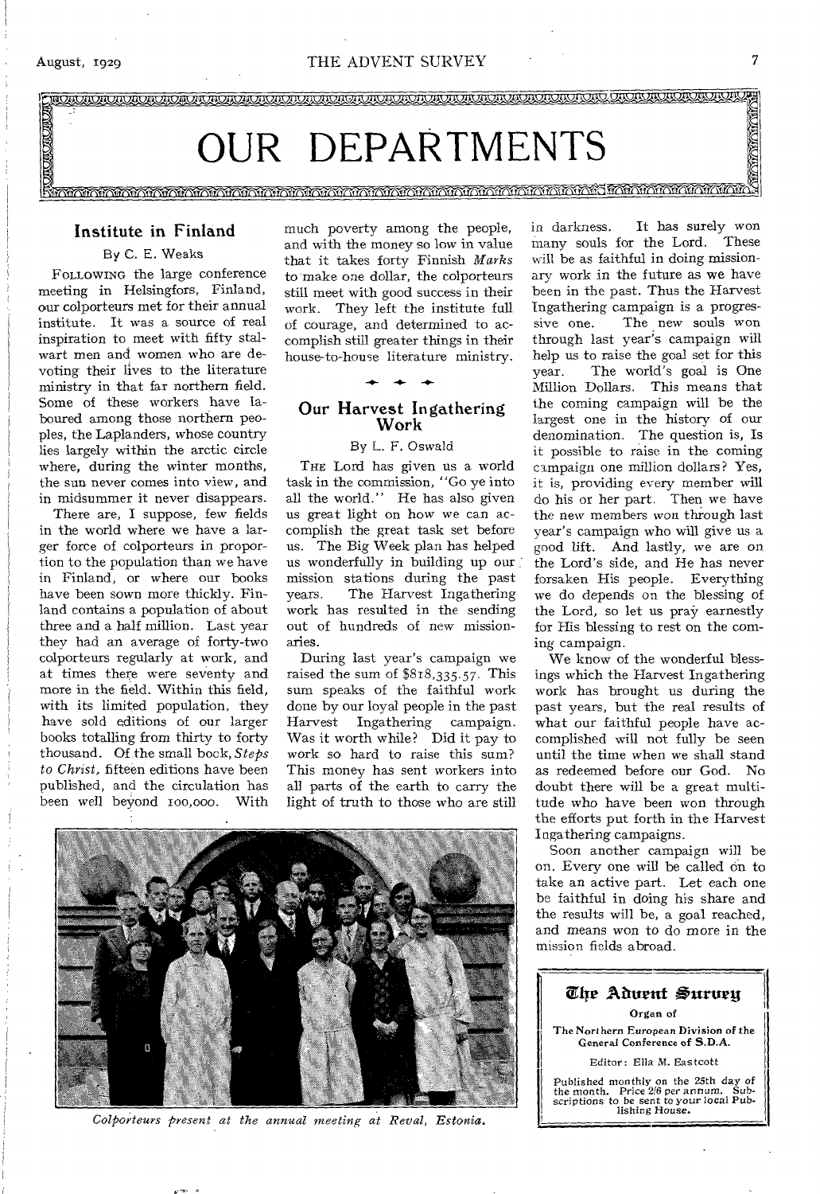# OUR DEPARTMENTS

## Institute in Finland

By C. E. Weaks

FOLLOWING the large conference meeting in Helsingfors, Finland, our colporteurs met for their annual institute. It was a source of real inspiration to meet with fifty stalwart men and women who are devoting their lives to the literature ministry in that far northern field. Some of these workers have laboured among those northern peoples, the Laplanders, whose country lies largely within the arctic circle where, during the winter months, the sun never comes into view, and in midsummer it never disappears.

There are, I suppose, few fields in the world where we have a larger force of colporteurs in proportion to the population than we have in Finland, or where our books have been sown more thickly. Finland contains a population of about three and a half million. Last year they had an average of forty-two colporteurs regularly at work, and at times there were seventy and more in the field. Within this field, with its limited population, they have sold editions of our larger books totalling from thirty to forty thousand. Of the small book, *Steps to Christ*, fifteen editions have been published, and the circulation has been well beyond 100,000. With much poverty among the people, and with the money so low in value that it takes forty Finnish *Marks* to make one dollar, the colporteurs still meet with good success in their work. They left the institute full of courage, and determined to accomplish still greater things in their house-to-house literature ministry.

## Our Harvest Ingathering Work

By L. F. Oswald

THE Lord has given us a world task in the commission, "Go ye into all the world." He has also given us great light on how we can accomplish the great task set before us. The Big Week plan has helped us wonderfully in building up our mission stations during the past years. The Harvest Ingathering work has resulted in the sending out of hundreds of new missionaries.

During last year's campaign we raised the sum of $818,335.57. This sum speaks of the faithful work done by our loyal people in the past Harvest Ingathering campaign. Was it worth while? Did it pay to work so hard to raise this sum? This money has sent workers into all parts of the earth to carry the light of truth to those who are still in darkness. It has surely won many souls for the Lord. These will be as faithful in doing missionary work in the future as we have been in the past. Thus the Harvest Ingathering campaign is a progressive one. The new souls won through last year's campaign will help us to raise the goal set for this year. The world's goal is One Million Dollars. This means that the coming campaign will be the largest one in the history of our denomination. The question is, Is it possible to raise in the coming campaign one million dollars? Yes, it is, providing every member will do his or her part. Then we have the new members won through last year's campaign who will give us a good lift. And lastly, we are on the Lord's side, and He has never forsaken His people. Everything we do depends on the blessing of the Lord, so let us pray earnestly for His blessing to rest on the coming campaign.

We know of the wonderful blessings which the Harvest Ingathering work has brought us during the past years, but the real results of what our faithful people have accomplished will not fully be seen until the time when we shall stand as redeemed before our God. No doubt there will be a great multitude who have been won through the efforts put forth in the Harvest Ingathering campaigns.

Soon another campaign will be on. Every one will be called on to take an active part. Let each one be faithful in doing his share and the results will be, a goal reached, and means won to do more in the mission fields abroad.

*Colporteurs present at the annual meeting at Reval, Estonia.*

---

**The Advent Survey**

Organ of

The Northern European Division of the General Conference of S.D.A.

Editor: Ella M. Eastcott

Published monthly on the 25th day of the month. Price 2/6 per annum. Subscriptions to be sent to your local Publishing House.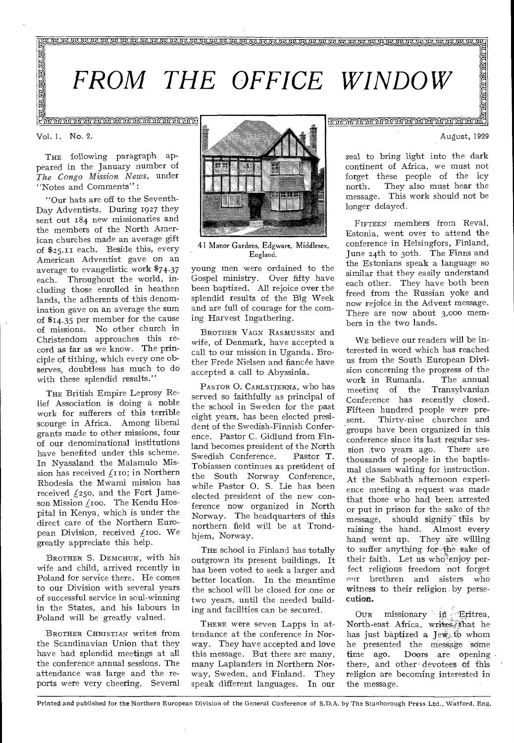# FROM THE OFFICE WINDOW

Vol. 1. No. 2. August, 1929

THE following paragraph appeared in the January number of *The Congo Mission News*, under "Notes and Comments":

"Our hats are off to the Seventh-Day Adventists. During 1927 they sent out 184 new missionaries and the members of the North American churches made an average gift of $25.11 each. Beside this, every American Adventist gave on an average to evangelistic work $74.37 each. Throughout the world, including those enrolled in heathen lands, the adherents of this denomination gave on an average the sum of $14.35 per member for the cause of missions. No other church in Christendom approaches this record as far as we know. The principle of tithing, which every one observes, doubtless has much to do with these splendid results."

THE British Empire Leprosy Relief Association is doing a noble work for sufferers of this terrible scourge in Africa. Among liberal grants made to other missions, four of our denominational institutions have benefited under this scheme. In Nyasaland the Malamulo Mission has received £110; in Northern Rhodesia the Mwami mission has received £250, and the Fort Jameson Mission £100. The Kendu Hospital in Kenya, which is under the direct care of the Northern European Division, received £100. We greatly appreciate this help.

BROTHER S. DEMCHUK, with his wife and child, arrived recently in Poland for service there. He comes to our Division with several years of successful service in soul-winning in the States, and his labours in Poland will be greatly valued.

BROTHER CHRISTIAN writes from the Scandinavian Union that they have had splendid meetings at all the conference annual sessions. The attendance was large and the reports were very cheering. Several young men were ordained to the Gospel ministry. Over fifty have been baptized. All rejoice over the splendid results of courage for the Big Week and are full of courage for the coming Harvest Ingathering.

41 Manor Gardens, Edgware, Middlesex, England.

BROTHER VAGN RASMUSSEN and wife, of Denmark, have accepted a call to our mission in Uganda. Brother Frede Nielsen and fiancée have accepted a call to Abyssinia.

PASTOR O. CARLSTJERNA, who has served so faithfully as principal of the school in Sweden for the past eight years, has been elected president of the Swedish-Finnish Conference. Pastor C. Gidlund from Finland becomes president of the North Swedish Conference. Pastor T. Tobiassen continues as president of the South Norway Conference, while Pastor O. S. Lie has been elected president of the new conference now organized in North Norway. The headquarters of this northern field will be at Trondhjem, Norway.

THE school in Finland has totally outgrown its present buildings. It has been voted to seek a larger and better location. In the meantime the school will be closed for one or two years, until the needed building and facilities can be secured.

THERE were seven Lapps in attendance at the conference in Norway. They have accepted and love this message. But there are many, many Laplanders in Northern Norway, Sweden, and Finland. They speak different languages. In our zeal to bring light into the dark continent of Africa, we must not forget these people of the icy north. They also must hear the message. This work should not be longer delayed.

FIFTEEN members from Reval, Estonia, went over to attend the conference in Helsingfors, Finland, June 24th to 30th. The Finns and the Estonians speak a language so similar that they easily understand each other. They have both been freed from the Russian yoke and now rejoice in the Advent message. There are now about 3,000 members in the two lands.

WE believe our readers will be interested in word which has reached us from the South European Division concerning the progress of the work in Rumania. The annual meeting of the Transylvanian Conference has recently closed. Fifteen hundred people were present. Thirty-nine churches and groups have been organized in this conference since its last regular session two years ago. There are thousands of people in the baptismal classes waiting for instruction. At the Sabbath afternoon experience meeting a request was made that those who had been arrested or put in prison for the sake of the message, should signify this by raising the hand. Almost every hand went up. They are willing to suffer anything for the sake of their faith. Let us who enjoy perfect religious freedom not forget our brethren and sisters who witness to their religion by persecution.

OUR missionary in Eritrea, North-east Africa, writes that he has just baptized a Jew, to whom he presented the message some time ago. Doors are opening there, and other devotees of this religion are becoming interested in the message.

Printed and published for the Northern European Division of the General Conference of S.D.A. by The Stanborough Press Ltd., Watford. Eng.